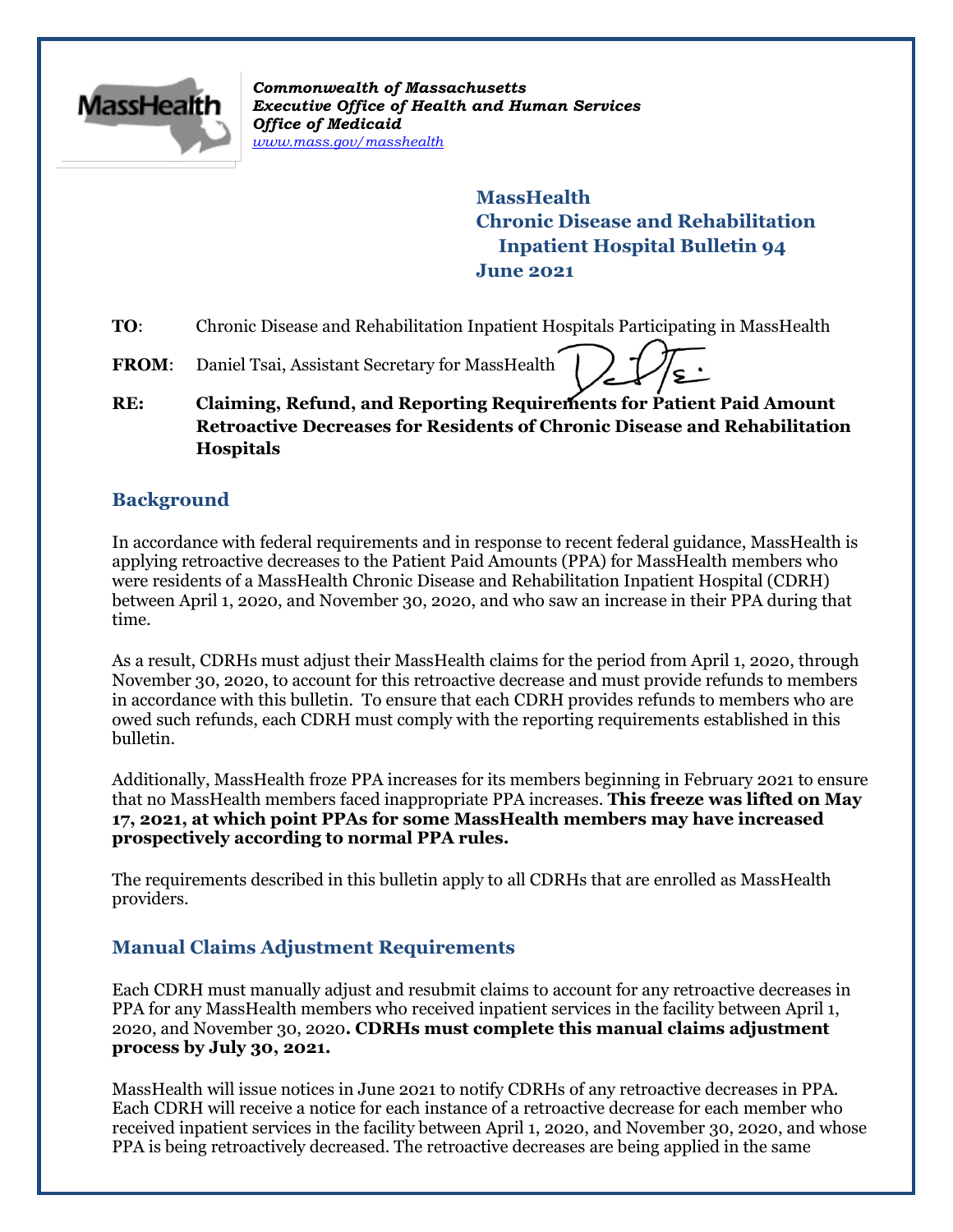*Commonwealth of Massachusetts*
***Executive Office of Health and Human Services***
***Office of Medicaid***
*www.mass.gov/masshealth*

**MassHealth**
**Chronic Disease and Rehabilitation Inpatient Hospital Bulletin 94**
**June 2021**

**TO**: Chronic Disease and Rehabilitation Inpatient Hospitals Participating in MassHealth

**FROM**: Daniel Tsai, Assistant Secretary for MassHealth

**RE: Claiming, Refund, and Reporting Requirements for Patient Paid Amount Retroactive Decreases for Residents of Chronic Disease and Rehabilitation Hospitals**

## Background

In accordance with federal requirements and in response to recent federal guidance, MassHealth is applying retroactive decreases to the Patient Paid Amounts (PPA) for MassHealth members who were residents of a MassHealth Chronic Disease and Rehabilitation Inpatient Hospital (CDRH) between April 1, 2020, and November 30, 2020, and who saw an increase in their PPA during that time.

As a result, CDRHs must adjust their MassHealth claims for the period from April 1, 2020, through November 30, 2020, to account for this retroactive decrease and must provide refunds to members in accordance with this bulletin. To ensure that each CDRH provides refunds to members who are owed such refunds, each CDRH must comply with the reporting requirements established in this bulletin.

Additionally, MassHealth froze PPA increases for its members beginning in February 2021 to ensure that no MassHealth members faced inappropriate PPA increases. **This freeze was lifted on May 17, 2021, at which point PPAs for some MassHealth members may have increased prospectively according to normal PPA rules.**

The requirements described in this bulletin apply to all CDRHs that are enrolled as MassHealth providers.

## Manual Claims Adjustment Requirements

Each CDRH must manually adjust and resubmit claims to account for any retroactive decreases in PPA for any MassHealth members who received inpatient services in the facility between April 1, 2020, and November 30, 2020**. CDRHs must complete this manual claims adjustment process by July 30, 2021.**

MassHealth will issue notices in June 2021 to notify CDRHs of any retroactive decreases in PPA. Each CDRH will receive a notice for each instance of a retroactive decrease for each member who received inpatient services in the facility between April 1, 2020, and November 30, 2020, and whose PPA is being retroactively decreased. The retroactive decreases are being applied in the same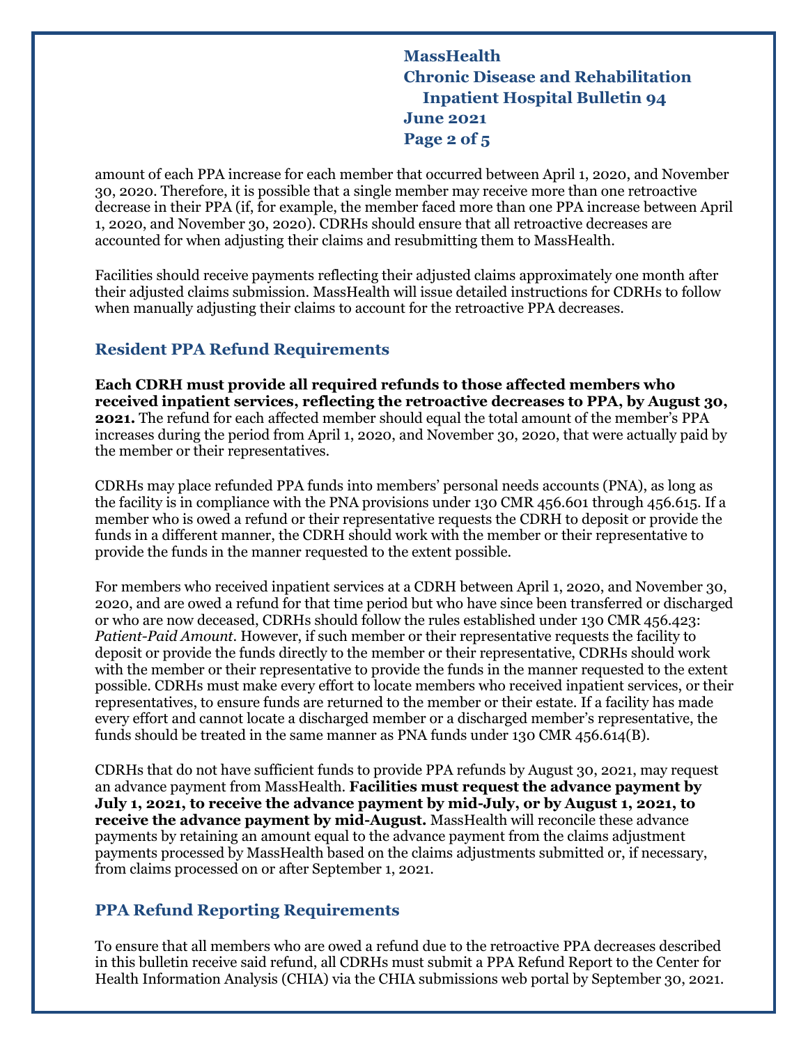amount of each PPA increase for each member that occurred between April 1, 2020, and November 30, 2020. Therefore, it is possible that a single member may receive more than one retroactive decrease in their PPA (if, for example, the member faced more than one PPA increase between April 1, 2020, and November 30, 2020). CDRHs should ensure that all retroactive decreases are accounted for when adjusting their claims and resubmitting them to MassHealth.

Facilities should receive payments reflecting their adjusted claims approximately one month after their adjusted claims submission. MassHealth will issue detailed instructions for CDRHs to follow when manually adjusting their claims to account for the retroactive PPA decreases.

## Resident PPA Refund Requirements

**Each CDRH must provide all required refunds to those affected members who received inpatient services, reflecting the retroactive decreases to PPA, by August 30, 2021.** The refund for each affected member should equal the total amount of the member's PPA increases during the period from April 1, 2020, and November 30, 2020, that were actually paid by the member or their representatives.

CDRHs may place refunded PPA funds into members' personal needs accounts (PNA), as long as the facility is in compliance with the PNA provisions under 130 CMR 456.601 through 456.615. If a member who is owed a refund or their representative requests the CDRH to deposit or provide the funds in a different manner, the CDRH should work with the member or their representative to provide the funds in the manner requested to the extent possible.

For members who received inpatient services at a CDRH between April 1, 2020, and November 30, 2020, and are owed a refund for that time period but who have since been transferred or discharged or who are now deceased, CDRHs should follow the rules established under 130 CMR 456.423: *Patient-Paid Amount*. However, if such member or their representative requests the facility to deposit or provide the funds directly to the member or their representative, CDRHs should work with the member or their representative to provide the funds in the manner requested to the extent possible. CDRHs must make every effort to locate members who received inpatient services, or their representatives, to ensure funds are returned to the member or their estate. If a facility has made every effort and cannot locate a discharged member or a discharged member's representative, the funds should be treated in the same manner as PNA funds under 130 CMR 456.614(B).

CDRHs that do not have sufficient funds to provide PPA refunds by August 30, 2021, may request an advance payment from MassHealth. **Facilities must request the advance payment by July 1, 2021, to receive the advance payment by mid-July, or by August 1, 2021, to receive the advance payment by mid-August.** MassHealth will reconcile these advance payments by retaining an amount equal to the advance payment from the claims adjustment payments processed by MassHealth based on the claims adjustments submitted or, if necessary, from claims processed on or after September 1, 2021.

## PPA Refund Reporting Requirements

To ensure that all members who are owed a refund due to the retroactive PPA decreases described in this bulletin receive said refund, all CDRHs must submit a PPA Refund Report to the Center for Health Information Analysis (CHIA) via the CHIA submissions web portal by September 30, 2021.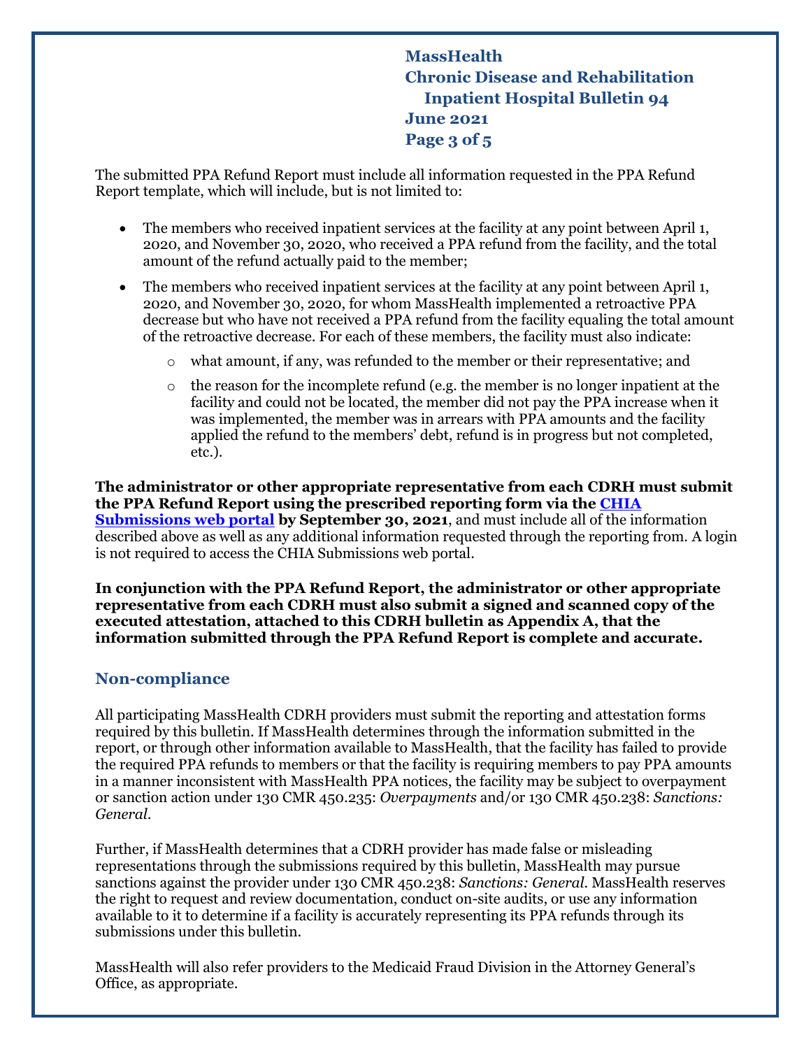The submitted PPA Refund Report must include all information requested in the PPA Refund Report template, which will include, but is not limited to:

- The members who received inpatient services at the facility at any point between April 1, 2020, and November 30, 2020, who received a PPA refund from the facility, and the total amount of the refund actually paid to the member;
- The members who received inpatient services at the facility at any point between April 1, 2020, and November 30, 2020, for whom MassHealth implemented a retroactive PPA decrease but who have not received a PPA refund from the facility equaling the total amount of the retroactive decrease. For each of these members, the facility must also indicate:
    - what amount, if any, was refunded to the member or their representative; and
    - the reason for the incomplete refund (e.g. the member is no longer inpatient at the facility and could not be located, the member did not pay the PPA increase when it was implemented, the member was in arrears with PPA amounts and the facility applied the refund to the members' debt, refund is in progress but not completed, etc.).

**The administrator or other appropriate representative from each CDRH must submit the PPA Refund Report using the prescribed reporting form via the CHIA Submissions web portal by September 30, 2021**, and must include all of the information described above as well as any additional information requested through the reporting from. A login is not required to access the CHIA Submissions web portal.

**In conjunction with the PPA Refund Report, the administrator or other appropriate representative from each CDRH must also submit a signed and scanned copy of the executed attestation, attached to this CDRH bulletin as Appendix A, that the information submitted through the PPA Refund Report is complete and accurate.**

## Non-compliance

All participating MassHealth CDRH providers must submit the reporting and attestation forms required by this bulletin. If MassHealth determines through the information submitted in the report, or through other information available to MassHealth, that the facility has failed to provide the required PPA refunds to members or that the facility is requiring members to pay PPA amounts in a manner inconsistent with MassHealth PPA notices, the facility may be subject to overpayment or sanction action under 130 CMR 450.235: *Overpayments* and/or 130 CMR 450.238: *Sanctions: General*.

Further, if MassHealth determines that a CDRH provider has made false or misleading representations through the submissions required by this bulletin, MassHealth may pursue sanctions against the provider under 130 CMR 450.238: *Sanctions: General*. MassHealth reserves the right to request and review documentation, conduct on-site audits, or use any information available to it to determine if a facility is accurately representing its PPA refunds through its submissions under this bulletin.

MassHealth will also refer providers to the Medicaid Fraud Division in the Attorney General's Office, as appropriate.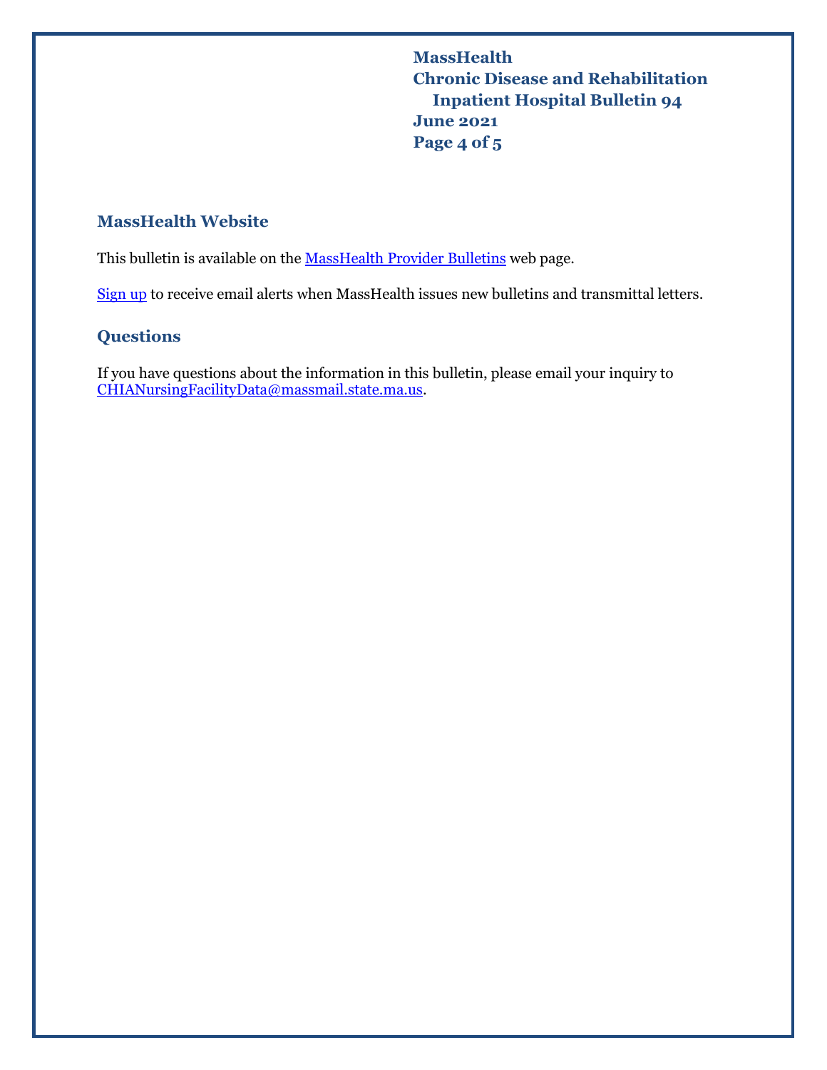## MassHealth Website

This bulletin is available on the [MassHealth Provider Bulletins](#) web page.

[Sign up](#) to receive email alerts when MassHealth issues new bulletins and transmittal letters.

## Questions

If you have questions about the information in this bulletin, please email your inquiry to CHIANursingFacilityData@massmail.state.ma.us.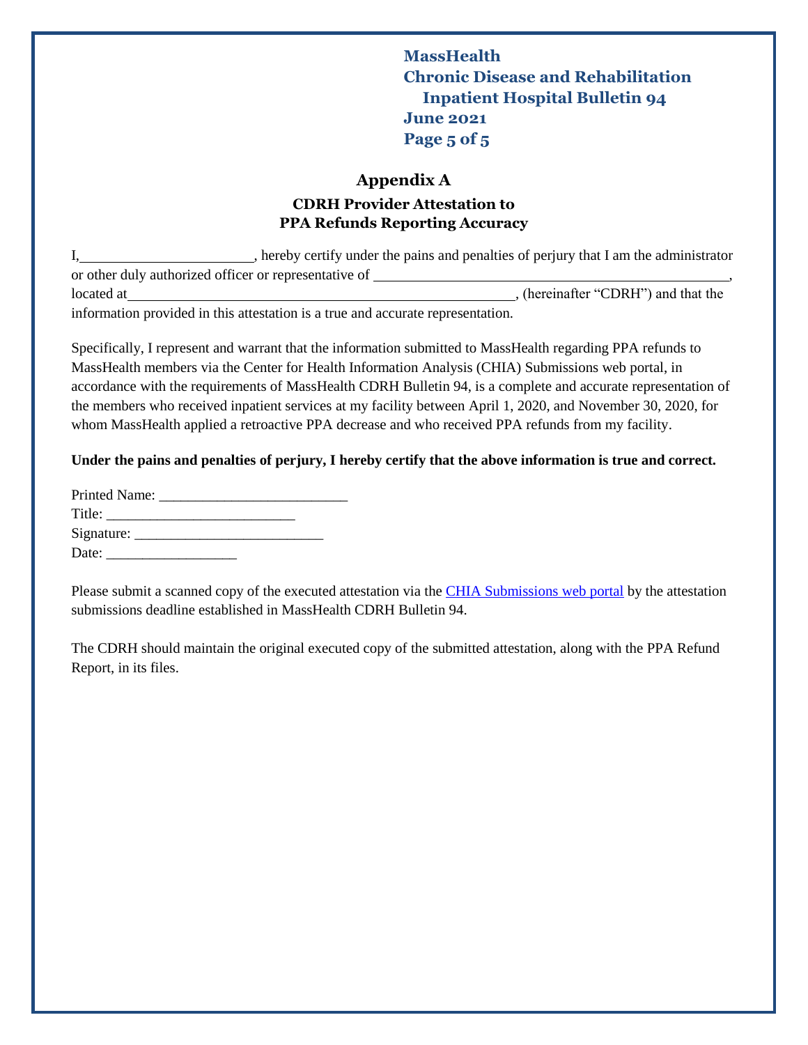## Appendix A

### CDRH Provider Attestation to PPA Refunds Reporting Accuracy

I,_______________________, hereby certify under the pains and penalties of perjury that I am the administrator or other duly authorized officer or representative of ______________________________________________, located at____________________________________________________, (hereinafter "CDRH") and that the information provided in this attestation is a true and accurate representation.

Specifically, I represent and warrant that the information submitted to MassHealth regarding PPA refunds to MassHealth members via the Center for Health Information Analysis (CHIA) Submissions web portal, in accordance with the requirements of MassHealth CDRH Bulletin 94, is a complete and accurate representation of the members who received inpatient services at my facility between April 1, 2020, and November 30, 2020, for whom MassHealth applied a retroactive PPA decrease and who received PPA refunds from my facility.

**Under the pains and penalties of perjury, I hereby certify that the above information is true and correct.**

Printed Name: _________________________
Title: _________________________
Signature: _________________________
Date: _________________

Please submit a scanned copy of the executed attestation via the CHIA Submissions web portal by the attestation submissions deadline established in MassHealth CDRH Bulletin 94.

The CDRH should maintain the original executed copy of the submitted attestation, along with the PPA Refund Report, in its files.